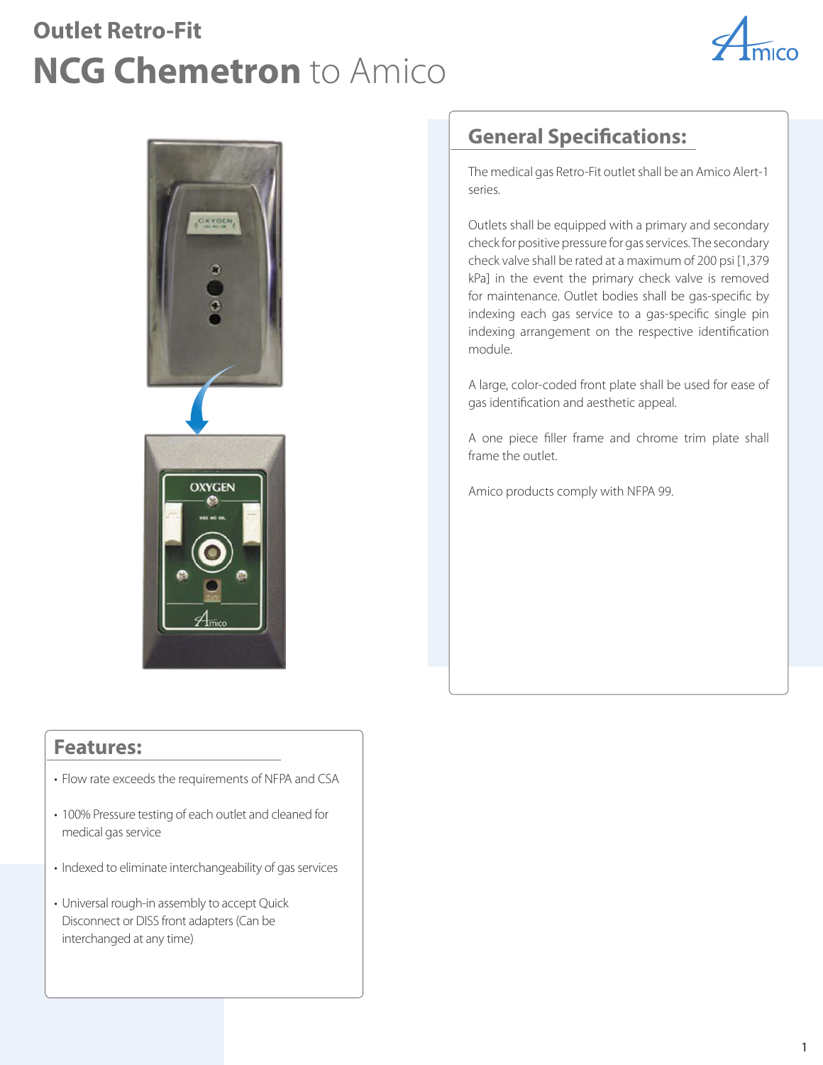## Outlet Retro-Fit

# **NCG Chemetron** to Amico

## General Specifications:

The medical gas Retro-Fit outlet shall be an Amico Alert-1 series.

Outlets shall be equipped with a primary and secondary check for positive pressure for gas services. The secondary check valve shall be rated at a maximum of 200 psi [1,379 kPa] in the event the primary check valve is removed for maintenance. Outlet bodies shall be gas-specific by indexing each gas service to a gas-specific single pin indexing arrangement on the respective identification module.

A large, color-coded front plate shall be used for ease of gas identification and aesthetic appeal.

A one piece filler frame and chrome trim plate shall frame the outlet.

Amico products comply with NFPA 99.

## Features:

- Flow rate exceeds the requirements of NFPA and CSA
- 100% Pressure testing of each outlet and cleaned for medical gas service
- Indexed to eliminate interchangeability of gas services
- Universal rough-in assembly to accept Quick Disconnect or DISS front adapters (Can be interchanged at any time)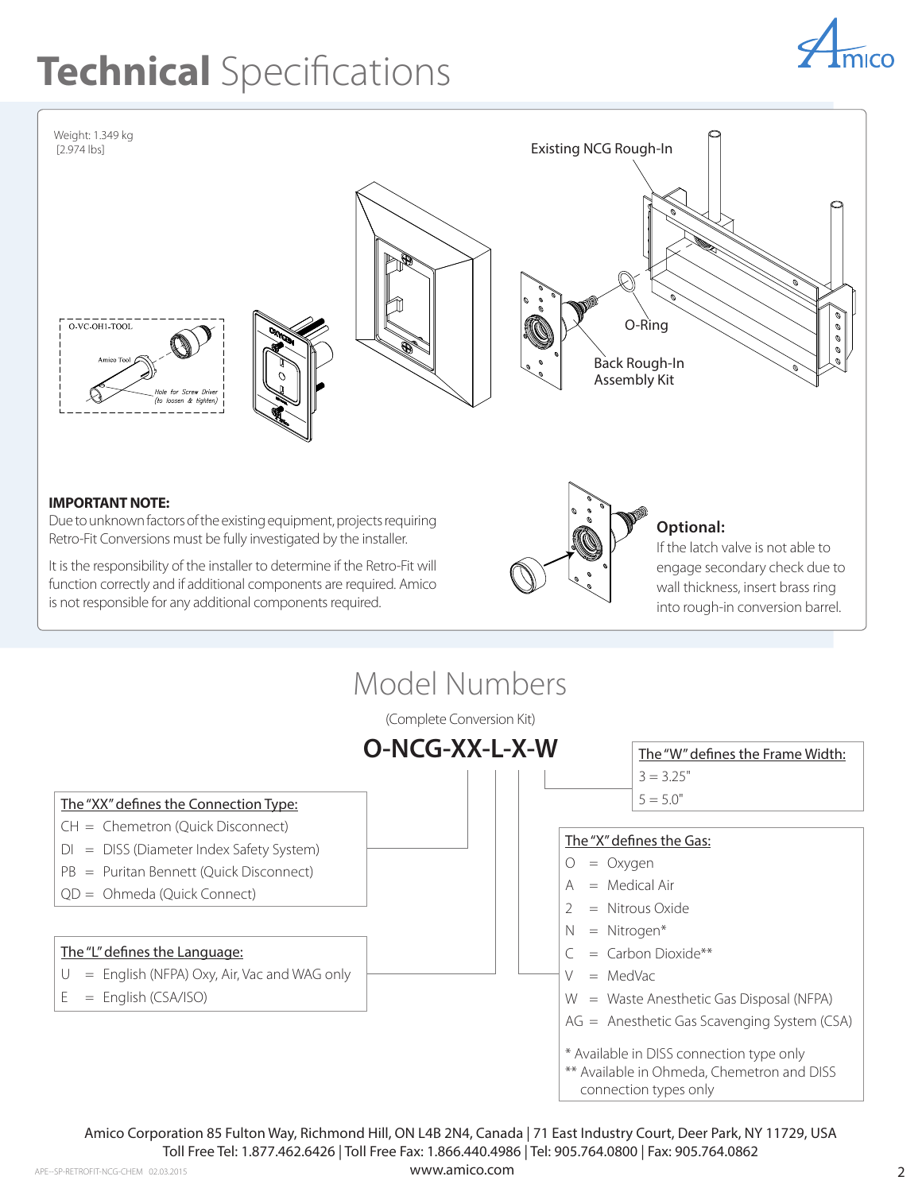# **Technical** Specifications

Weight: 1.349 kg
[2.974 lbs]

Existing NCG Rough-In

O-VC-OH1-TOOL

Amico Tool

Hole for Screw Driver (to loosen & tighten)

O-Ring

Back Rough-In Assembly Kit

**IMPORTANT NOTE:**
Due to unknown factors of the existing equipment, projects requiring Retro-Fit Conversions must be fully investigated by the installer.

It is the responsibility of the installer to determine if the Retro-Fit will function correctly and if additional components are required. Amico is not responsible for any additional components required.

**Optional:**
If the latch valve is not able to engage secondary check due to wall thickness, insert brass ring into rough-in conversion barrel.

## Model Numbers

(Complete Conversion Kit)

**O-NCG-XX-L-X-W**

The "XX" defines the Connection Type:
- CH = Chemetron (Quick Disconnect)
- DI = DISS (Diameter Index Safety System)
- PB = Puritan Bennett (Quick Disconnect)
- QD = Ohmeda (Quick Connect)

The "L" defines the Language:
- U = English (NFPA) Oxy, Air, Vac and WAG only
- E = English (CSA/ISO)

The "W" defines the Frame Width:
- 3 = 3.25"
- 5 = 5.0"

The "X" defines the Gas:
- O = Oxygen
- A = Medical Air
- 2 = Nitrous Oxide
- N = Nitrogen*
- C = Carbon Dioxide**
- V = MedVac
- W = Waste Anesthetic Gas Disposal (NFPA)
- AG = Anesthetic Gas Scavenging System (CSA)

* Available in DISS connection type only
** Available in Ohmeda, Chemetron and DISS connection types only

Amico Corporation 85 Fulton Way, Richmond Hill, ON L4B 2N4, Canada | 71 East Industry Court, Deer Park, NY 11729, USA
Toll Free Tel: 1.877.462.6426 | Toll Free Fax: 1.866.440.4986 | Tel: 905.764.0800 | Fax: 905.764.0862
www.amico.com

APE-SP-RETROFIT-NCG-CHEM 02.03.2015